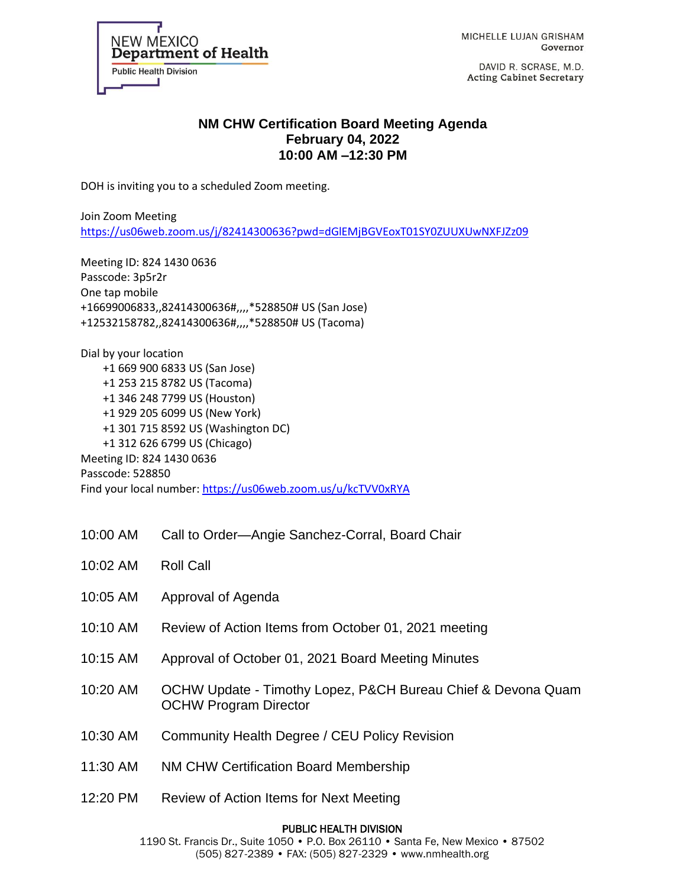NEW MEXICO
**Department of Health**
Public Health Division

MICHELLE LUJAN GRISHAM
Governor

DAVID R. SCRASE, M.D.
Acting Cabinet Secretary

# NM CHW Certification Board Meeting Agenda
## February 04, 2022
## 10:00 AM –12:30 PM

DOH is inviting you to a scheduled Zoom meeting.

Join Zoom Meeting
https://us06web.zoom.us/j/82414300636?pwd=dGlEMjBGVEoxT01SY0ZUUXUwNXFJZz09

Meeting ID: 824 1430 0636
Passcode: 3p5r2r
One tap mobile
+16699006833,,82414300636#,,,,*528850# US (San Jose)
+12532158782,,82414300636#,,,,*528850# US (Tacoma)

Dial by your location
- +1 669 900 6833 US (San Jose)
- +1 253 215 8782 US (Tacoma)
- +1 346 248 7799 US (Houston)
- +1 929 205 6099 US (New York)
- +1 301 715 8592 US (Washington DC)
- +1 312 626 6799 US (Chicago)

Meeting ID: 824 1430 0636
Passcode: 528850
Find your local number: https://us06web.zoom.us/u/kcTVV0xRYA

| | |
|---|---|
| 10:00 AM | Call to Order—Angie Sanchez-Corral, Board Chair |
| 10:02 AM | Roll Call |
| 10:05 AM | Approval of Agenda |
| 10:10 AM | Review of Action Items from October 01, 2021 meeting |
| 10:15 AM | Approval of October 01, 2021 Board Meeting Minutes |
| 10:20 AM | OCHW Update - Timothy Lopez, P&CH Bureau Chief & Devona Quam OCHW Program Director |
| 10:30 AM | Community Health Degree / CEU Policy Revision |
| 11:30 AM | NM CHW Certification Board Membership |
| 12:20 PM | Review of Action Items for Next Meeting |

PUBLIC HEALTH DIVISION
1190 St. Francis Dr., Suite 1050 • P.O. Box 26110 • Santa Fe, New Mexico • 87502
(505) 827-2389 • FAX: (505) 827-2329 • www.nmhealth.org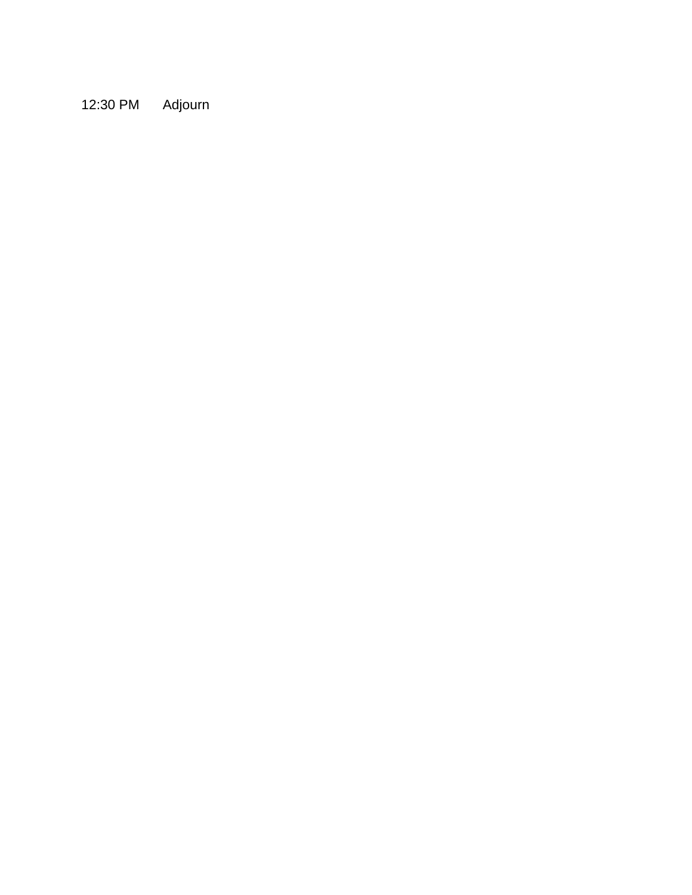12:30 PM Adjourn